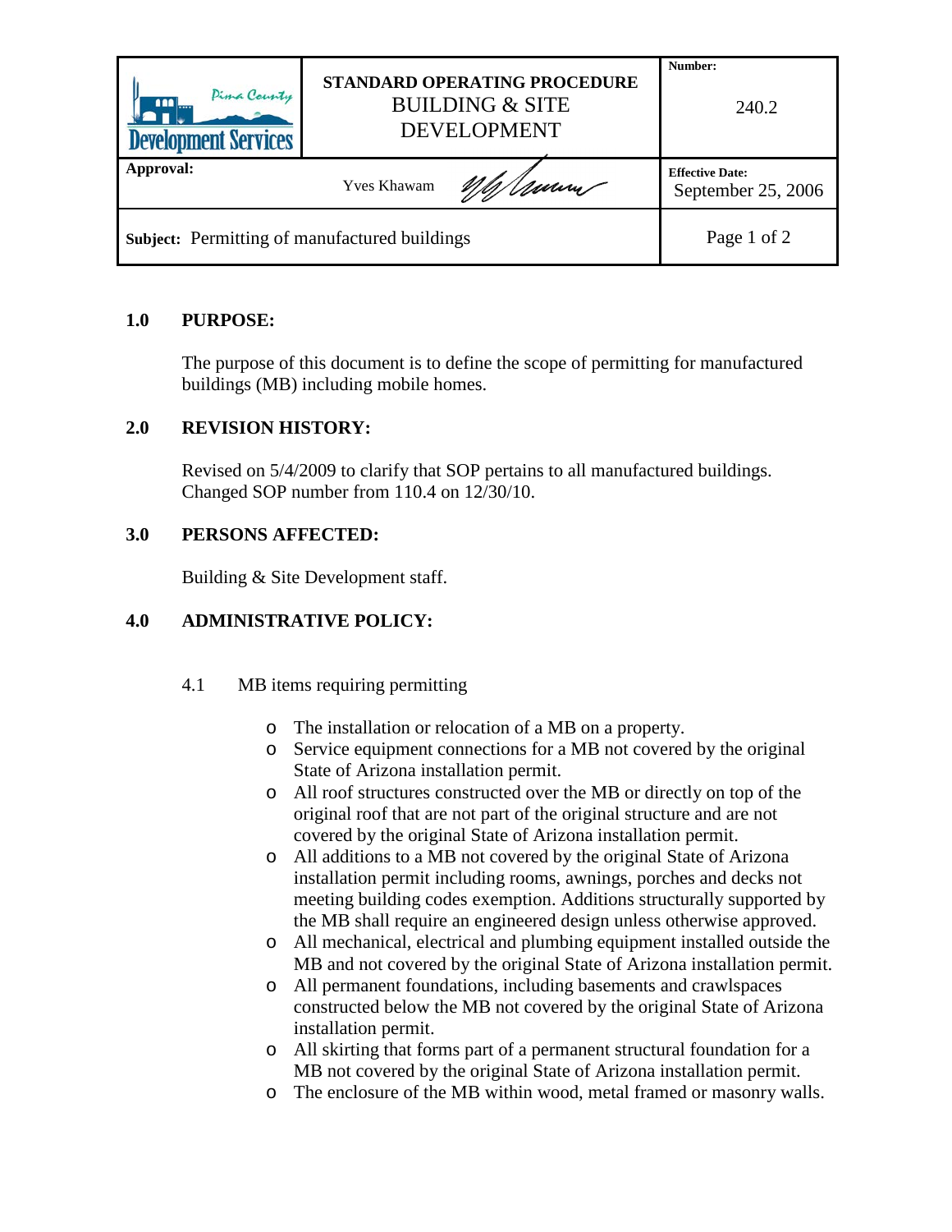| Pima County Development Services | STANDARD OPERATING PROCEDURE<br>BUILDING & SITE DEVELOPMENT | Number:<br>240.2 |
|---|---|---|
| Approval: | Yves Khawam | Effective Date:<br>September 25, 2006 |
| Subject: Permitting of manufactured buildings | | |

## 1.0 PURPOSE:

The purpose of this document is to define the scope of permitting for manufactured buildings (MB) including mobile homes.

## 2.0 REVISION HISTORY:

Revised on 5/4/2009 to clarify that SOP pertains to all manufactured buildings. Changed SOP number from 110.4 on 12/30/10.

## 3.0 PERSONS AFFECTED:

Building & Site Development staff.

## 4.0 ADMINISTRATIVE POLICY:

### 4.1 MB items requiring permitting

- The installation or relocation of a MB on a property.
- Service equipment connections for a MB not covered by the original State of Arizona installation permit.
- All roof structures constructed over the MB or directly on top of the original roof that are not part of the original structure and are not covered by the original State of Arizona installation permit.
- All additions to a MB not covered by the original State of Arizona installation permit including rooms, awnings, porches and decks not meeting building codes exemption. Additions structurally supported by the MB shall require an engineered design unless otherwise approved.
- All mechanical, electrical and plumbing equipment installed outside the MB and not covered by the original State of Arizona installation permit.
- All permanent foundations, including basements and crawlspaces constructed below the MB not covered by the original State of Arizona installation permit.
- All skirting that forms part of a permanent structural foundation for a MB not covered by the original State of Arizona installation permit.
- The enclosure of the MB within wood, metal framed or masonry walls.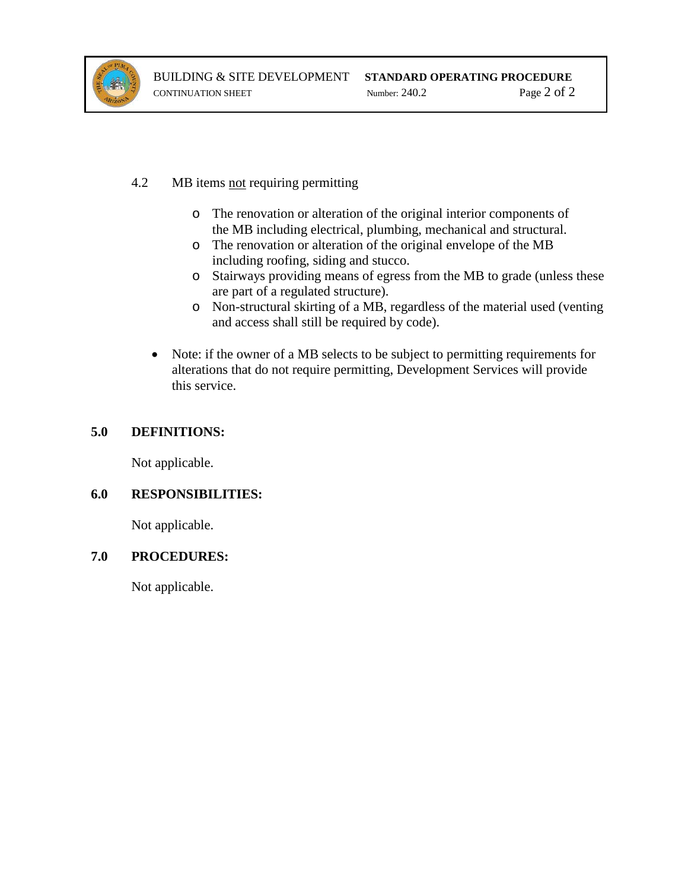4.2 MB items <u>not</u> requiring permitting

- The renovation or alteration of the original interior components of the MB including electrical, plumbing, mechanical and structural.
- The renovation or alteration of the original envelope of the MB including roofing, siding and stucco.
- Stairways providing means of egress from the MB to grade (unless these are part of a regulated structure).
- Non-structural skirting of a MB, regardless of the material used (venting and access shall still be required by code).

- Note: if the owner of a MB selects to be subject to permitting requirements for alterations that do not require permitting, Development Services will provide this service.

## 5.0 DEFINITIONS:

Not applicable.

## 6.0 RESPONSIBILITIES:

Not applicable.

## 7.0 PROCEDURES:

Not applicable.